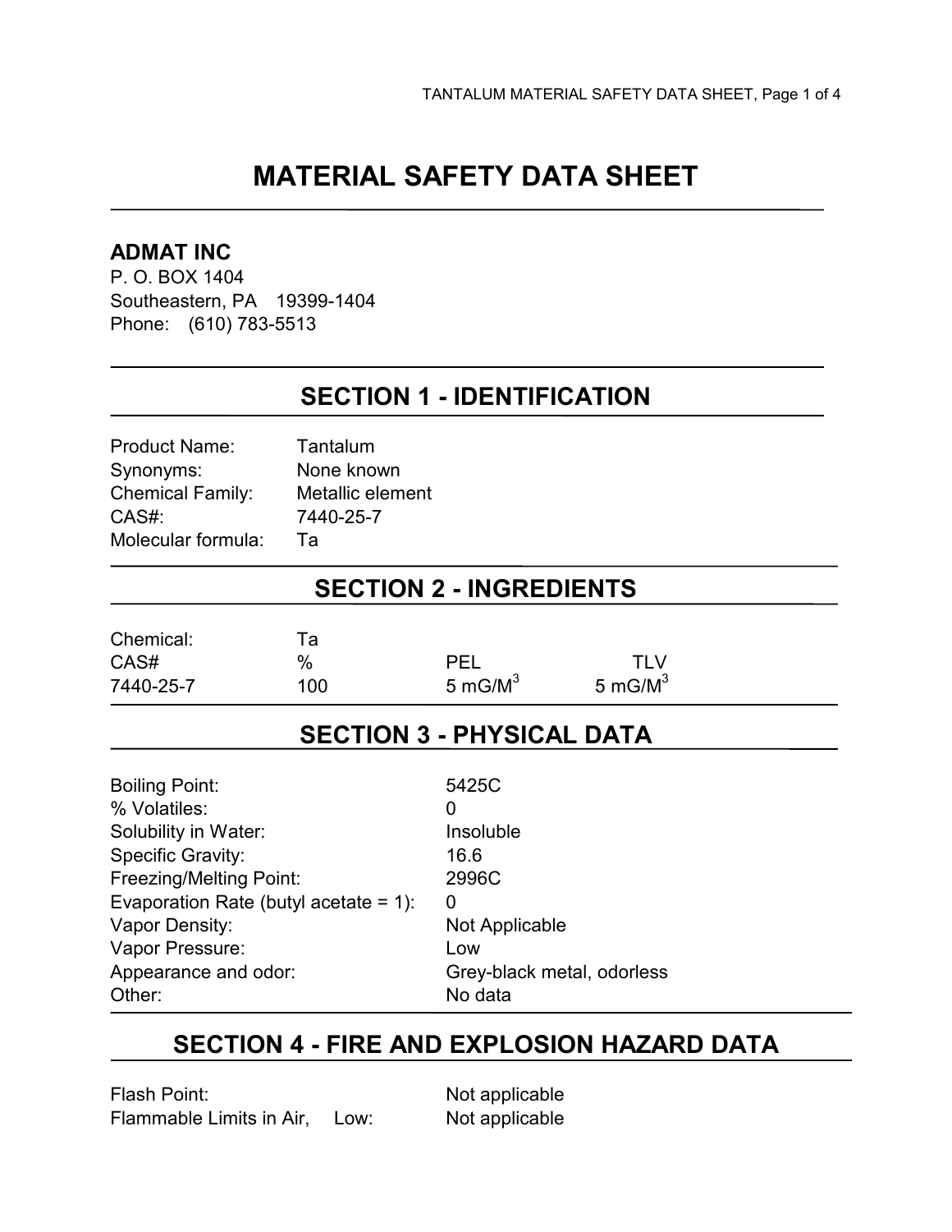# MATERIAL SAFETY DATA SHEET

**ADMAT INC**
P. O. BOX 1404
Southeastern, PA 19399-1404
Phone: (610) 783-5513

## SECTION 1 - IDENTIFICATION

| | |
|---|---|
| Product Name: | Tantalum |
| Synonyms: | None known |
| Chemical Family: | Metallic element |
| CAS#: | 7440-25-7 |
| Molecular formula: | Ta |

## SECTION 2 - INGREDIENTS

Chemical: Ta

| CAS# | % | PEL | TLV |
|---|---|---|---|
| 7440-25-7 | 100 | 5 mG/$M^3$ | 5 mG/$M^3$ |

## SECTION 3 - PHYSICAL DATA

| | |
|---|---|
| Boiling Point: | 5425C |
| % Volatiles: | 0 |
| Solubility in Water: | Insoluble |
| Specific Gravity: | 16.6 |
| Freezing/Melting Point: | 2996C |
| Evaporation Rate (butyl acetate = 1): | 0 |
| Vapor Density: | Not Applicable |
| Vapor Pressure: | Low |
| Appearance and odor: | Grey-black metal, odorless |
| Other: | No data |

## SECTION 4 - FIRE AND EXPLOSION HAZARD DATA

| | |
|---|---|
| Flash Point: | Not applicable |
| Flammable Limits in Air, Low: | Not applicable |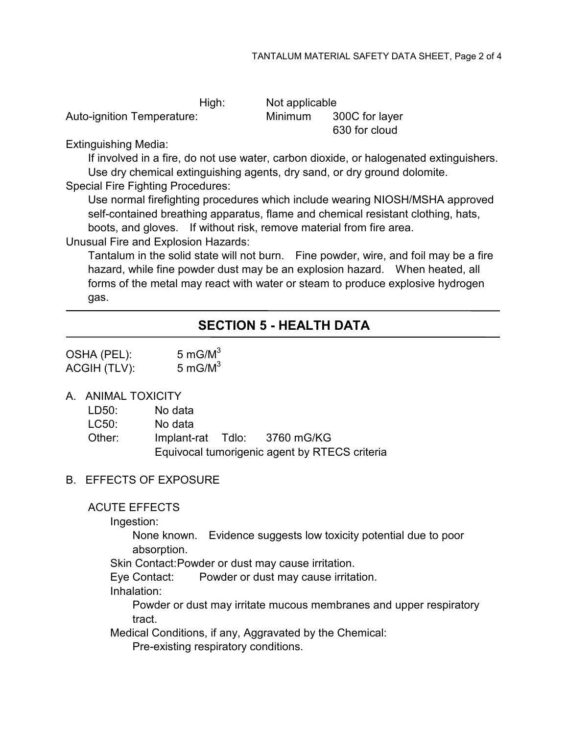| | High: | Not applicable | |
|---|---|---|---|
| Auto-ignition Temperature: | | Minimum | 300C for layer |
| | | | 630 for cloud |

Extinguishing Media:

If involved in a fire, do not use water, carbon dioxide, or halogenated extinguishers. Use dry chemical extinguishing agents, dry sand, or dry ground dolomite.

Special Fire Fighting Procedures:

Use normal firefighting procedures which include wearing NIOSH/MSHA approved self-contained breathing apparatus, flame and chemical resistant clothing, hats, boots, and gloves. If without risk, remove material from fire area.

Unusual Fire and Explosion Hazards:

Tantalum in the solid state will not burn. Fine powder, wire, and foil may be a fire hazard, while fine powder dust may be an explosion hazard. When heated, all forms of the metal may react with water or steam to produce explosive hydrogen gas.

## SECTION 5 - HEALTH DATA

OSHA (PEL): 5 $mG/M^3$
ACGIH (TLV): 5 $mG/M^3$

A. ANIMAL TOXICITY

LD50: No data
LC50: No data
Other: Implant-rat Tdlo: 3760 mG/KG
Equivocal tumorigenic agent by RTECS criteria

B. EFFECTS OF EXPOSURE

ACUTE EFFECTS

Ingestion:

None known. Evidence suggests low toxicity potential due to poor absorption.

Skin Contact: Powder or dust may cause irritation.

Eye Contact: Powder or dust may cause irritation.

Inhalation:

Powder or dust may irritate mucous membranes and upper respiratory tract.

Medical Conditions, if any, Aggravated by the Chemical:

Pre-existing respiratory conditions.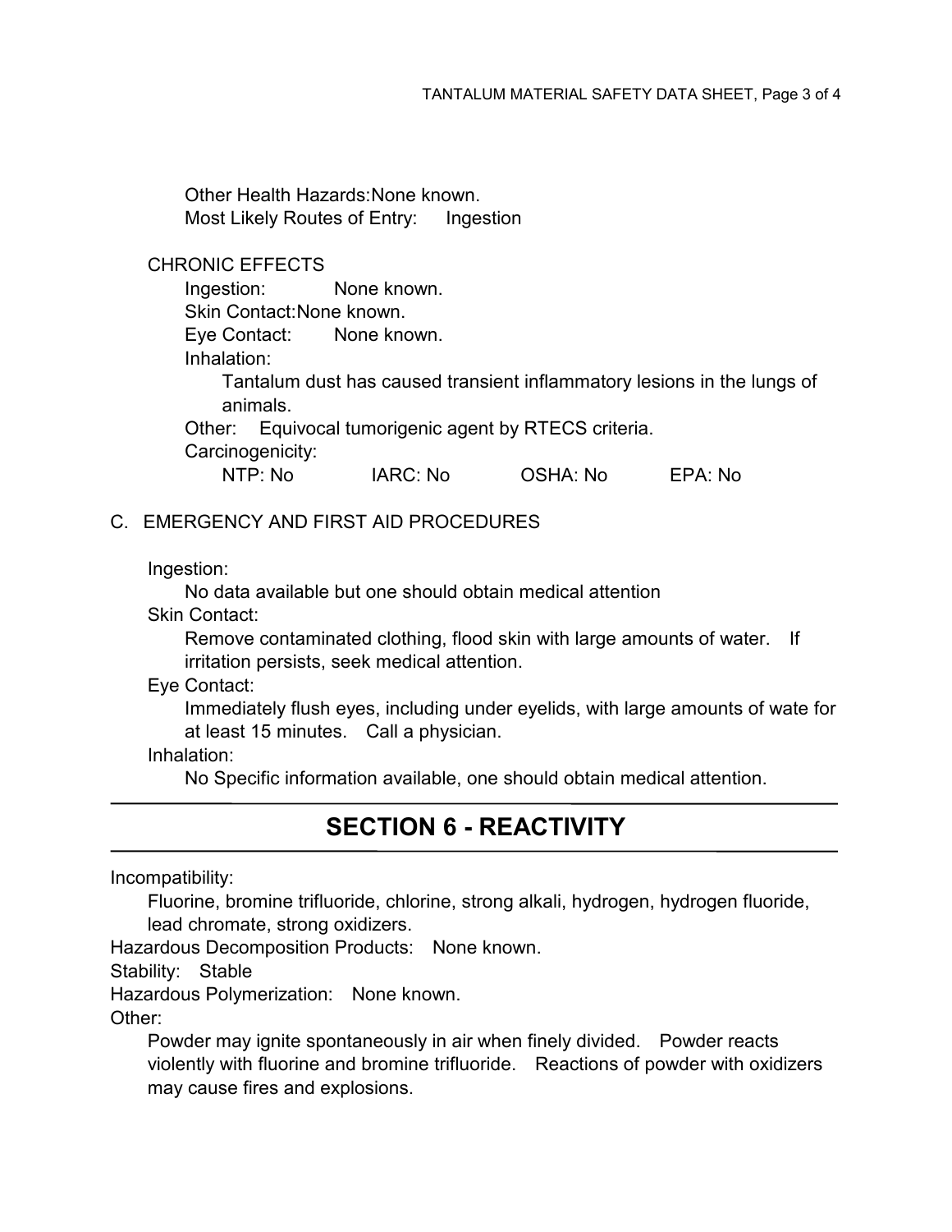Other Health Hazards: None known.
Most Likely Routes of Entry: Ingestion

CHRONIC EFFECTS

Ingestion: None known.
Skin Contact: None known.
Eye Contact: None known.
Inhalation:
Tantalum dust has caused transient inflammatory lesions in the lungs of animals.
Other: Equivocal tumorigenic agent by RTECS criteria.
Carcinogenicity:
NTP: No IARC: No OSHA: No EPA: No

C. EMERGENCY AND FIRST AID PROCEDURES

Ingestion:
No data available but one should obtain medical attention

Skin Contact:
Remove contaminated clothing, flood skin with large amounts of water. If irritation persists, seek medical attention.

Eye Contact:
Immediately flush eyes, including under eyelids, with large amounts of wate for at least 15 minutes. Call a physician.

Inhalation:
No Specific information available, one should obtain medical attention.

## SECTION 6 - REACTIVITY

Incompatibility:
Fluorine, bromine trifluoride, chlorine, strong alkali, hydrogen, hydrogen fluoride, lead chromate, strong oxidizers.

Hazardous Decomposition Products: None known.

Stability: Stable

Hazardous Polymerization: None known.

Other:
Powder may ignite spontaneously in air when finely divided. Powder reacts violently with fluorine and bromine trifluoride. Reactions of powder with oxidizers may cause fires and explosions.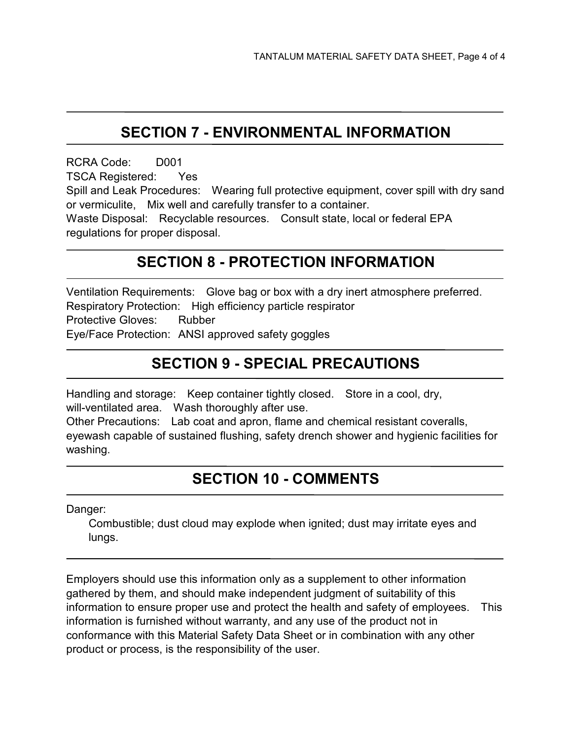## SECTION 7 - ENVIRONMENTAL INFORMATION

RCRA Code: D001
TSCA Registered: Yes
Spill and Leak Procedures: Wearing full protective equipment, cover spill with dry sand or vermiculite, Mix well and carefully transfer to a container.
Waste Disposal: Recyclable resources. Consult state, local or federal EPA regulations for proper disposal.

## SECTION 8 - PROTECTION INFORMATION

Ventilation Requirements: Glove bag or box with a dry inert atmosphere preferred.
Respiratory Protection: High efficiency particle respirator
Protective Gloves: Rubber
Eye/Face Protection: ANSI approved safety goggles

## SECTION 9 - SPECIAL PRECAUTIONS

Handling and storage: Keep container tightly closed. Store in a cool, dry, will-ventilated area. Wash thoroughly after use.
Other Precautions: Lab coat and apron, flame and chemical resistant coveralls, eyewash capable of sustained flushing, safety drench shower and hygienic facilities for washing.

## SECTION 10 - COMMENTS

Danger:

Combustible; dust cloud may explode when ignited; dust may irritate eyes and lungs.

---

Employers should use this information only as a supplement to other information gathered by them, and should make independent judgment of suitability of this information to ensure proper use and protect the health and safety of employees. This information is furnished without warranty, and any use of the product not in conformance with this Material Safety Data Sheet or in combination with any other product or process, is the responsibility of the user.